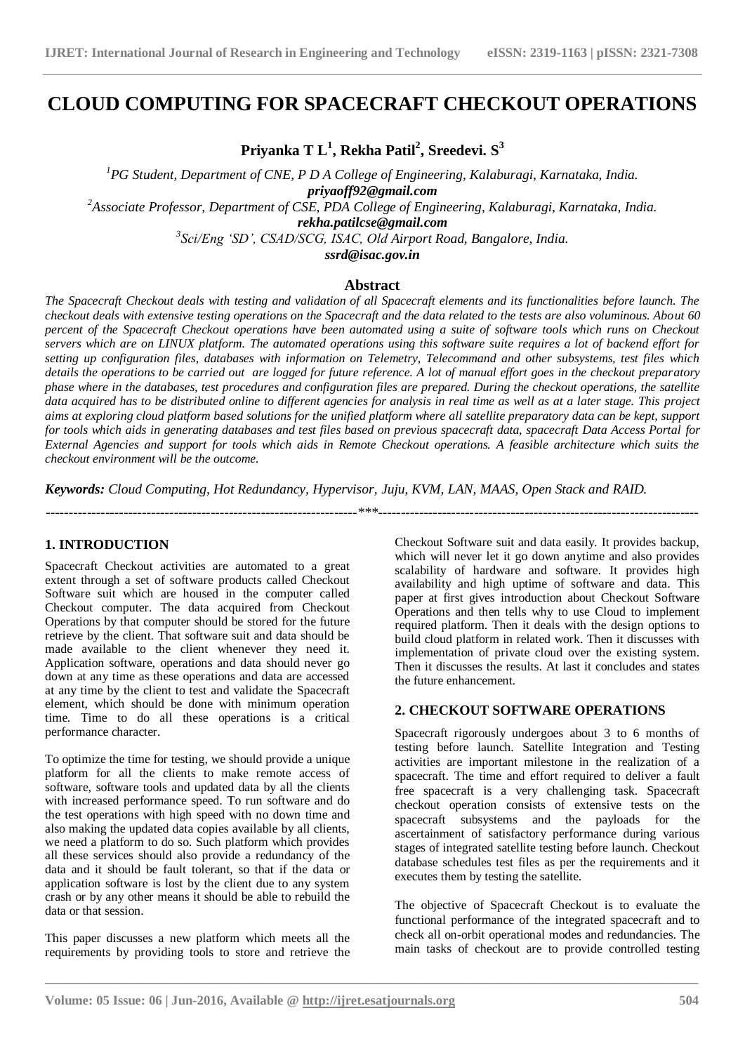# CLOUD COMPUTING FOR SPACECRAFT CHECKOUT OPERATIONS

**Priyanka T L[1], Rekha Patil[2], Sreedevi. S[3]**

*[1]PG Student, Department of CNE, P D A College of Engineering, Kalaburagi, Karnataka, India.*
***priyaoff92@gmail.com***
*[2]Associate Professor, Department of CSE, PDA College of Engineering, Kalaburagi, Karnataka, India.*
***rekha.patilcse@gmail.com***
*[3]Sci/Eng 'SD', CSAD/SCG, ISAC, Old Airport Road, Bangalore, India.*
***ssrd@isac.gov.in***

## Abstract

*The Spacecraft Checkout deals with testing and validation of all Spacecraft elements and its functionalities before launch. The checkout deals with extensive testing operations on the Spacecraft and the data related to the tests are also voluminous. About 60 percent of the Spacecraft Checkout operations have been automated using a suite of software tools which runs on Checkout servers which are on LINUX platform. The automated operations using this software suite requires a lot of backend effort for setting up configuration files, databases with information on Telemetry, Telecommand and other subsystems, test files which details the operations to be carried out are logged for future reference. A lot of manual effort goes in the checkout preparatory phase where in the databases, test procedures and configuration files are prepared. During the checkout operations, the satellite data acquired has to be distributed online to different agencies for analysis in real time as well as at a later stage. This project aims at exploring cloud platform based solutions for the unified platform where all satellite preparatory data can be kept, support for tools which aids in generating databases and test files based on previous spacecraft data, spacecraft Data Access Portal for External Agencies and support for tools which aids in Remote Checkout operations. A feasible architecture which suits the checkout environment will be the outcome.*

***Keywords:** Cloud Computing, Hot Redundancy, Hypervisor, Juju, KVM, LAN, MAAS, Open Stack and RAID.*

---

## 1. INTRODUCTION

Spacecraft Checkout activities are automated to a great extent through a set of software products called Checkout Software suit which are housed in the computer called Checkout computer. The data acquired from Checkout Operations by that computer should be stored for the future retrieve by the client. That software suit and data should be made available to the client whenever they need it. Application software, operations and data should never go down at any time as these operations and data are accessed at any time by the client to test and validate the Spacecraft element, which should be done with minimum operation time. Time to do all these operations is a critical performance character.

To optimize the time for testing, we should provide a unique platform for all the clients to make remote access of software, software tools and updated data by all the clients with increased performance speed. To run software and do the test operations with high speed with no down time and also making the updated data copies available by all clients, we need a platform to do so. Such platform which provides all these services should also provide a redundancy of the data and it should be fault tolerant, so that if the data or application software is lost by the client due to any system crash or by any other means it should be able to rebuild the data or that session.

This paper discusses a new platform which meets all the requirements by providing tools to store and retrieve the Checkout Software suit and data easily. It provides backup, which will never let it go down anytime and also provides scalability of hardware and software. It provides high availability and high uptime of software and data. This paper at first gives introduction about Checkout Software Operations and then tells why to use Cloud to implement required platform. Then it deals with the design options to build cloud platform in related work. Then it discusses with implementation of private cloud over the existing system. Then it discusses the results. At last it concludes and states the future enhancement.

## 2. CHECKOUT SOFTWARE OPERATIONS

Spacecraft rigorously undergoes about 3 to 6 months of testing before launch. Satellite Integration and Testing activities are important milestone in the realization of a spacecraft. The time and effort required to deliver a fault free spacecraft is a very challenging task. Spacecraft checkout operation consists of extensive tests on the spacecraft subsystems and the payloads for the ascertainment of satisfactory performance during various stages of integrated satellite testing before launch. Checkout database schedules test files as per the requirements and it executes them by testing the satellite.

The objective of Spacecraft Checkout is to evaluate the functional performance of the integrated spacecraft and to check all on-orbit operational modes and redundancies. The main tasks of checkout are to provide controlled testing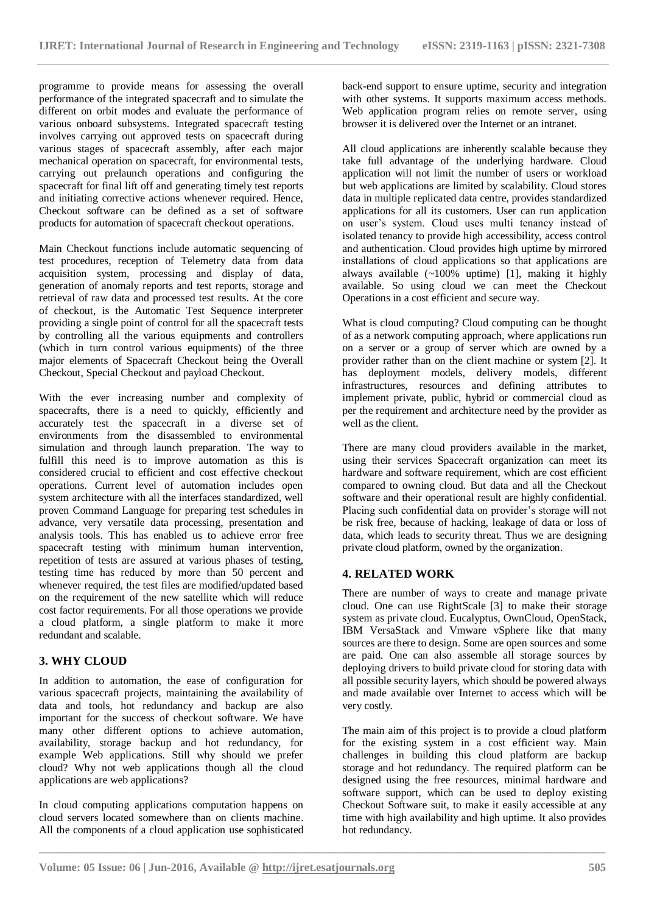programme to provide means for assessing the overall performance of the integrated spacecraft and to simulate the different on orbit modes and evaluate the performance of various onboard subsystems. Integrated spacecraft testing involves carrying out approved tests on spacecraft during various stages of spacecraft assembly, after each major mechanical operation on spacecraft, for environmental tests, carrying out prelaunch operations and configuring the spacecraft for final lift off and generating timely test reports and initiating corrective actions whenever required. Hence, Checkout software can be defined as a set of software products for automation of spacecraft checkout operations.

Main Checkout functions include automatic sequencing of test procedures, reception of Telemetry data from data acquisition system, processing and display of data, generation of anomaly reports and test reports, storage and retrieval of raw data and processed test results. At the core of checkout, is the Automatic Test Sequence interpreter providing a single point of control for all the spacecraft tests by controlling all the various equipments and controllers (which in turn control various equipments) of the three major elements of Spacecraft Checkout being the Overall Checkout, Special Checkout and payload Checkout.

With the ever increasing number and complexity of spacecrafts, there is a need to quickly, efficiently and accurately test the spacecraft in a diverse set of environments from the disassembled to environmental simulation and through launch preparation. The way to fulfill this need is to improve automation as this is considered crucial to efficient and cost effective checkout operations. Current level of automation includes open system architecture with all the interfaces standardized, well proven Command Language for preparing test schedules in advance, very versatile data processing, presentation and analysis tools. This has enabled us to achieve error free spacecraft testing with minimum human intervention, repetition of tests are assured at various phases of testing, testing time has reduced by more than 50 percent and whenever required, the test files are modified/updated based on the requirement of the new satellite which will reduce cost factor requirements. For all those operations we provide a cloud platform, a single platform to make it more redundant and scalable.

## 3. WHY CLOUD

In addition to automation, the ease of configuration for various spacecraft projects, maintaining the availability of data and tools, hot redundancy and backup are also important for the success of checkout software. We have many other different options to achieve automation, availability, storage backup and hot redundancy, for example Web applications. Still why should we prefer cloud? Why not web applications though all the cloud applications are web applications?

In cloud computing applications computation happens on cloud servers located somewhere than on clients machine. All the components of a cloud application use sophisticated back-end support to ensure uptime, security and integration with other systems. It supports maximum access methods. Web application program relies on remote server, using browser it is delivered over the Internet or an intranet.

All cloud applications are inherently scalable because they take full advantage of the underlying hardware. Cloud application will not limit the number of users or workload but web applications are limited by scalability. Cloud stores data in multiple replicated data centre, provides standardized applications for all its customers. User can run application on user's system. Cloud uses multi tenancy instead of isolated tenancy to provide high accessibility, access control and authentication. Cloud provides high uptime by mirrored installations of cloud applications so that applications are always available (~100% uptime) [1], making it highly available. So using cloud we can meet the Checkout Operations in a cost efficient and secure way.

What is cloud computing? Cloud computing can be thought of as a network computing approach, where applications run on a server or a group of server which are owned by a provider rather than on the client machine or system [2]. It has deployment models, delivery models, different infrastructures, resources and defining attributes to implement private, public, hybrid or commercial cloud as per the requirement and architecture need by the provider as well as the client.

There are many cloud providers available in the market, using their services Spacecraft organization can meet its hardware and software requirement, which are cost efficient compared to owning cloud. But data and all the Checkout software and their operational result are highly confidential. Placing such confidential data on provider's storage will not be risk free, because of hacking, leakage of data or loss of data, which leads to security threat. Thus we are designing private cloud platform, owned by the organization.

## 4. RELATED WORK

There are number of ways to create and manage private cloud. One can use RightScale [3] to make their storage system as private cloud. Eucalyptus, OwnCloud, OpenStack, IBM VersaStack and Vmware vSphere like that many sources are there to design. Some are open sources and some are paid. One can also assemble all storage sources by deploying drivers to build private cloud for storing data with all possible security layers, which should be powered always and made available over Internet to access which will be very costly.

The main aim of this project is to provide a cloud platform for the existing system in a cost efficient way. Main challenges in building this cloud platform are backup storage and hot redundancy. The required platform can be designed using the free resources, minimal hardware and software support, which can be used to deploy existing Checkout Software suit, to make it easily accessible at any time with high availability and high uptime. It also provides hot redundancy.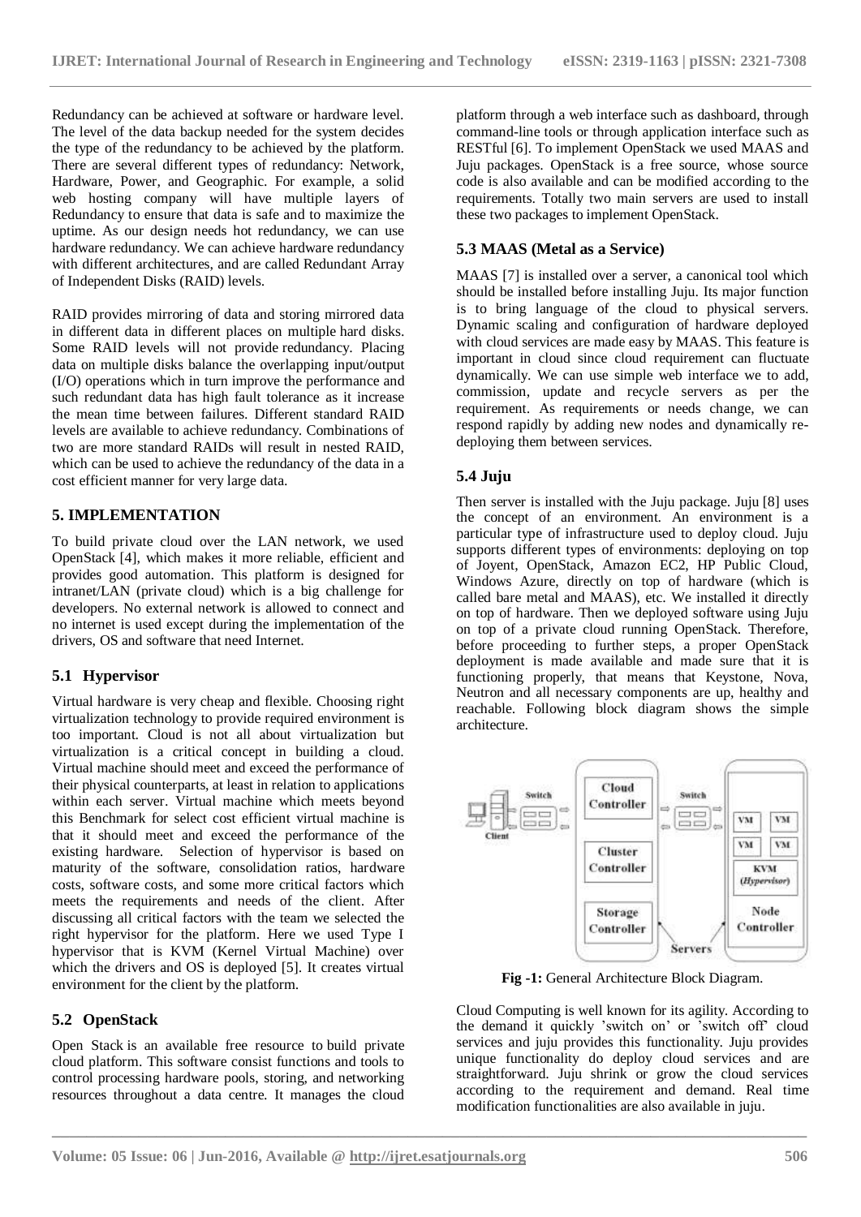Redundancy can be achieved at software or hardware level. The level of the data backup needed for the system decides the type of the redundancy to be achieved by the platform. There are several different types of redundancy: Network, Hardware, Power, and Geographic. For example, a solid web hosting company will have multiple layers of Redundancy to ensure that data is safe and to maximize the uptime. As our design needs hot redundancy, we can use hardware redundancy. We can achieve hardware redundancy with different architectures, and are called Redundant Array of Independent Disks (RAID) levels.

RAID provides mirroring of data and storing mirrored data in different data in different places on multiple hard disks. Some RAID levels will not provide redundancy. Placing data on multiple disks balance the overlapping input/output (I/O) operations which in turn improve the performance and such redundant data has high fault tolerance as it increase the mean time between failures. Different standard RAID levels are available to achieve redundancy. Combinations of two are more standard RAIDs will result in nested RAID, which can be used to achieve the redundancy of the data in a cost efficient manner for very large data.

## 5. IMPLEMENTATION

To build private cloud over the LAN network, we used OpenStack [4], which makes it more reliable, efficient and provides good automation. This platform is designed for intranet/LAN (private cloud) which is a big challenge for developers. No external network is allowed to connect and no internet is used except during the implementation of the drivers, OS and software that need Internet.

### 5.1 Hypervisor

Virtual hardware is very cheap and flexible. Choosing right virtualization technology to provide required environment is too important. Cloud is not all about virtualization but virtualization is a critical concept in building a cloud. Virtual machine should meet and exceed the performance of their physical counterparts, at least in relation to applications within each server. Virtual machine which meets beyond this Benchmark for select cost efficient virtual machine is that it should meet and exceed the performance of the existing hardware. Selection of hypervisor is based on maturity of the software, consolidation ratios, hardware costs, software costs, and some more critical factors which meets the requirements and needs of the client. After discussing all critical factors with the team we selected the right hypervisor for the platform. Here we used Type I hypervisor that is KVM (Kernel Virtual Machine) over which the drivers and OS is deployed [5]. It creates virtual environment for the client by the platform.

### 5.2 OpenStack

Open Stack is an available free resource to build private cloud platform. This software consist functions and tools to control processing hardware pools, storing, and networking resources throughout a data centre. It manages the cloud platform through a web interface such as dashboard, through command-line tools or through application interface such as RESTful [6]. To implement OpenStack we used MAAS and Juju packages. OpenStack is a free source, whose source code is also available and can be modified according to the requirements. Totally two main servers are used to install these two packages to implement OpenStack.

### 5.3 MAAS (Metal as a Service)

MAAS [7] is installed over a server, a canonical tool which should be installed before installing Juju. Its major function is to bring language of the cloud to physical servers. Dynamic scaling and configuration of hardware deployed with cloud services are made easy by MAAS. This feature is important in cloud since cloud requirement can fluctuate dynamically. We can use simple web interface we to add, commission, update and recycle servers as per the requirement. As requirements or needs change, we can respond rapidly by adding new nodes and dynamically re-deploying them between services.

### 5.4 Juju

Then server is installed with the Juju package. Juju [8] uses the concept of an environment. An environment is a particular type of infrastructure used to deploy cloud. Juju supports different types of environments: deploying on top of Joyent, OpenStack, Amazon EC2, HP Public Cloud, Windows Azure, directly on top of hardware (which is called bare metal and MAAS), etc. We installed it directly on top of hardware. Then we deployed software using Juju on top of a private cloud running OpenStack. Therefore, before proceeding to further steps, a proper OpenStack deployment is made available and made sure that it is functioning properly, that means that Keystone, Nova, Neutron and all necessary components are up, healthy and reachable. Following block diagram shows the simple architecture.

**Fig -1:** General Architecture Block Diagram.

Cloud Computing is well known for its agility. According to the demand it quickly 'switch on' or 'switch off' cloud services and juju provides this functionality. Juju provides unique functionality do deploy cloud services and are straightforward. Juju shrink or grow the cloud services according to the requirement and demand. Real time modification functionalities are also available in juju.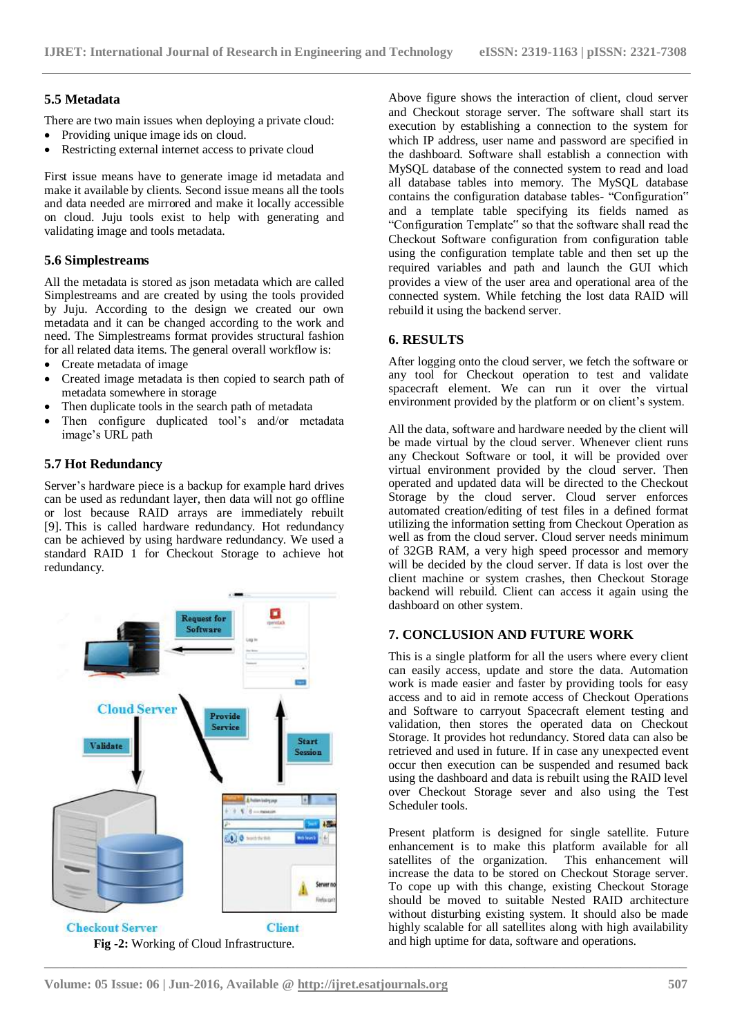### 5.5 Metadata

There are two main issues when deploying a private cloud:

- Providing unique image ids on cloud.
- Restricting external internet access to private cloud

First issue means have to generate image id metadata and make it available by clients. Second issue means all the tools and data needed are mirrored and make it locally accessible on cloud. Juju tools exist to help with generating and validating image and tools metadata.

### 5.6 Simplestreams

All the metadata is stored as json metadata which are called Simplestreams and are created by using the tools provided by Juju. According to the design we created our own metadata and it can be changed according to the work and need. The Simplestreams format provides structural fashion for all related data items. The general overall workflow is:

- Create metadata of image
- Created image metadata is then copied to search path of metadata somewhere in storage
- Then duplicate tools in the search path of metadata
- Then configure duplicated tool's and/or metadata image's URL path

### 5.7 Hot Redundancy

Server's hardware piece is a backup for example hard drives can be used as redundant layer, then data will not go offline or lost because RAID arrays are immediately rebuilt [9]. This is called hardware redundancy. Hot redundancy can be achieved by using hardware redundancy. We used a standard RAID 1 for Checkout Storage to achieve hot redundancy.

**Fig -2:** Working of Cloud Infrastructure.

Above figure shows the interaction of client, cloud server and Checkout storage server. The software shall start its execution by establishing a connection to the system for which IP address, user name and password are specified in the dashboard. Software shall establish a connection with MySQL database of the connected system to read and load all database tables into memory. The MySQL database contains the configuration database tables- "Configuration" and a template table specifying its fields named as "Configuration Template" so that the software shall read the Checkout Software configuration from configuration table using the configuration template table and then set up the required variables and path and launch the GUI which provides a view of the user area and operational area of the connected system. While fetching the lost data RAID will rebuild it using the backend server.

## 6. RESULTS

After logging onto the cloud server, we fetch the software or any tool for Checkout operation to test and validate spacecraft element. We can run it over the virtual environment provided by the platform or on client's system.

All the data, software and hardware needed by the client will be made virtual by the cloud server. Whenever client runs any Checkout Software or tool, it will be provided over virtual environment provided by the cloud server. Then operated and updated data will be directed to the Checkout Storage by the cloud server. Cloud server enforces automated creation/editing of test files in a defined format utilizing the information setting from Checkout Operation as well as from the cloud server. Cloud server needs minimum of 32GB RAM, a very high speed processor and memory will be decided by the cloud server. If data is lost over the client machine or system crashes, then Checkout Storage backend will rebuild. Client can access it again using the dashboard on other system.

## 7. CONCLUSION AND FUTURE WORK

This is a single platform for all the users where every client can easily access, update and store the data. Automation work is made easier and faster by providing tools for easy access and to aid in remote access of Checkout Operations and Software to carryout Spacecraft element testing and validation, then stores the operated data on Checkout Storage. It provides hot redundancy. Stored data can also be retrieved and used in future. If in case any unexpected event occur then execution can be suspended and resumed back using the dashboard and data is rebuilt using the RAID level over Checkout Storage sever and also using the Test Scheduler tools.

Present platform is designed for single satellite. Future enhancement is to make this platform available for all satellites of the organization. This enhancement will increase the data to be stored on Checkout Storage server. To cope up with this change, existing Checkout Storage should be moved to suitable Nested RAID architecture without disturbing existing system. It should also be made highly scalable for all satellites along with high availability and high uptime for data, software and operations.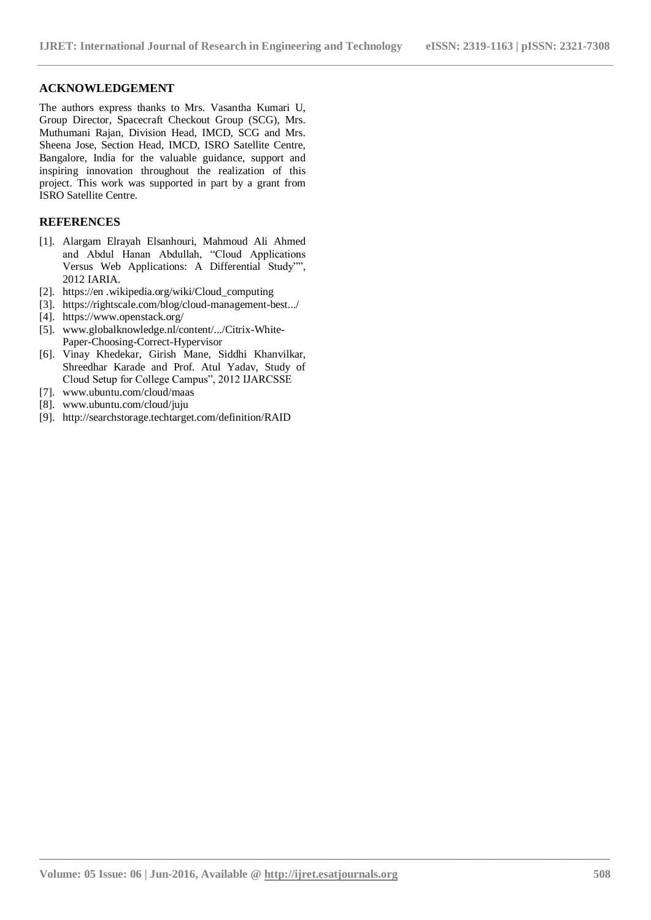## ACKNOWLEDGEMENT

The authors express thanks to Mrs. Vasantha Kumari U, Group Director, Spacecraft Checkout Group (SCG), Mrs. Muthumani Rajan, Division Head, IMCD, SCG and Mrs. Sheena Jose, Section Head, IMCD, ISRO Satellite Centre, Bangalore, India for the valuable guidance, support and inspiring innovation throughout the realization of this project. This work was supported in part by a grant from ISRO Satellite Centre.

## REFERENCES

[1]. Alargam Elrayah Elsanhouri, Mahmoud Ali Ahmed and Abdul Hanan Abdullah, "Cloud Applications Versus Web Applications: A Differential Study"", 2012 IARIA.

[2]. https://en .wikipedia.org/wiki/Cloud_computing

[3]. https://rightscale.com/blog/cloud-management-best.../

[4]. https://www.openstack.org/

[5]. www.globalknowledge.nl/content/.../Citrix-White-Paper-Choosing-Correct-Hypervisor

[6]. Vinay Khedekar, Girish Mane, Siddhi Khanvilkar, Shreedhar Karade and Prof. Atul Yadav, Study of Cloud Setup for College Campus", 2012 IJARCSSE

[7]. www.ubuntu.com/cloud/maas

[8]. www.ubuntu.com/cloud/juju

[9]. http://searchstorage.techtarget.com/definition/RAID